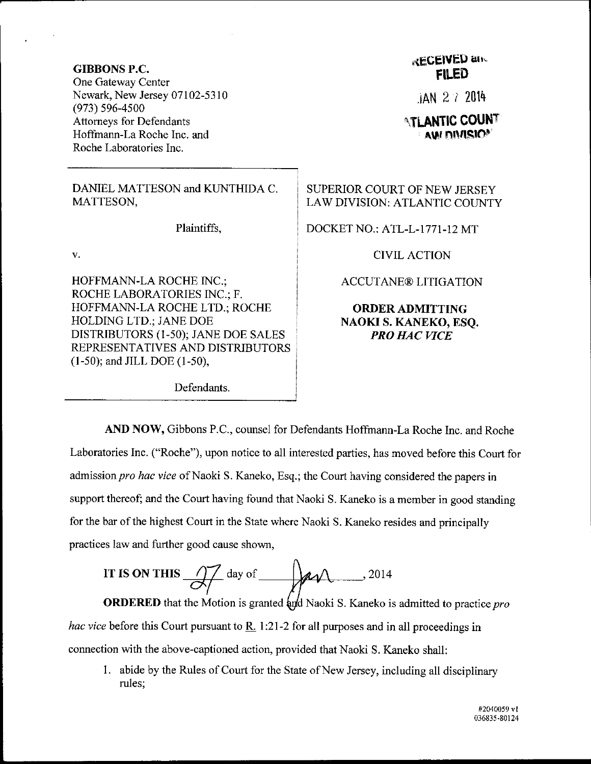**GIBBONS P.C.**
One Gateway Center
Newark, New Jersey 07102-5310
(973) 596-4500
Attorneys for Defendants
Hoffmann-La Roche Inc. and
Roche Laboratories Inc.

RECEIVED and
FILED

JAN 27 2014

ATLANTIC COUNTY
LAW DIVISION

DANIEL MATTESON and KUNTHIDA C. MATTESON,

Plaintiffs,

v.

HOFFMANN-LA ROCHE INC.; ROCHE LABORATORIES INC.; F. HOFFMANN-LA ROCHE LTD.; ROCHE HOLDING LTD.; JANE DOE DISTRIBUTORS (1-50); JANE DOE SALES REPRESENTATIVES AND DISTRIBUTORS (1-50); and JILL DOE (1-50),

Defendants.

SUPERIOR COURT OF NEW JERSEY
LAW DIVISION: ATLANTIC COUNTY

DOCKET NO.: ATL-L-1771-12 MT

CIVIL ACTION

ACCUTANE® LITIGATION

**ORDER ADMITTING NAOKI S. KANEKO, ESQ. *PRO HAC VICE***

**AND NOW,** Gibbons P.C., counsel for Defendants Hoffmann-La Roche Inc. and Roche Laboratories Inc. ("Roche"), upon notice to all interested parties, has moved before this Court for admission *pro hac vice* of Naoki S. Kaneko, Esq.; the Court having considered the papers in support thereof; and the Court having found that Naoki S. Kaneko is a member in good standing for the bar of the highest Court in the State where Naoki S. Kaneko resides and principally practices law and further good cause shown,

**IT IS ON THIS** 27 day of Jan, 2014

**ORDERED** that the Motion is granted and Naoki S. Kaneko is admitted to practice *pro hac vice* before this Court pursuant to R. 1:21-2 for all purposes and in all proceedings in connection with the above-captioned action, provided that Naoki S. Kaneko shall:

1. abide by the Rules of Court for the State of New Jersey, including all disciplinary rules;

#2040059 v1
036835-80124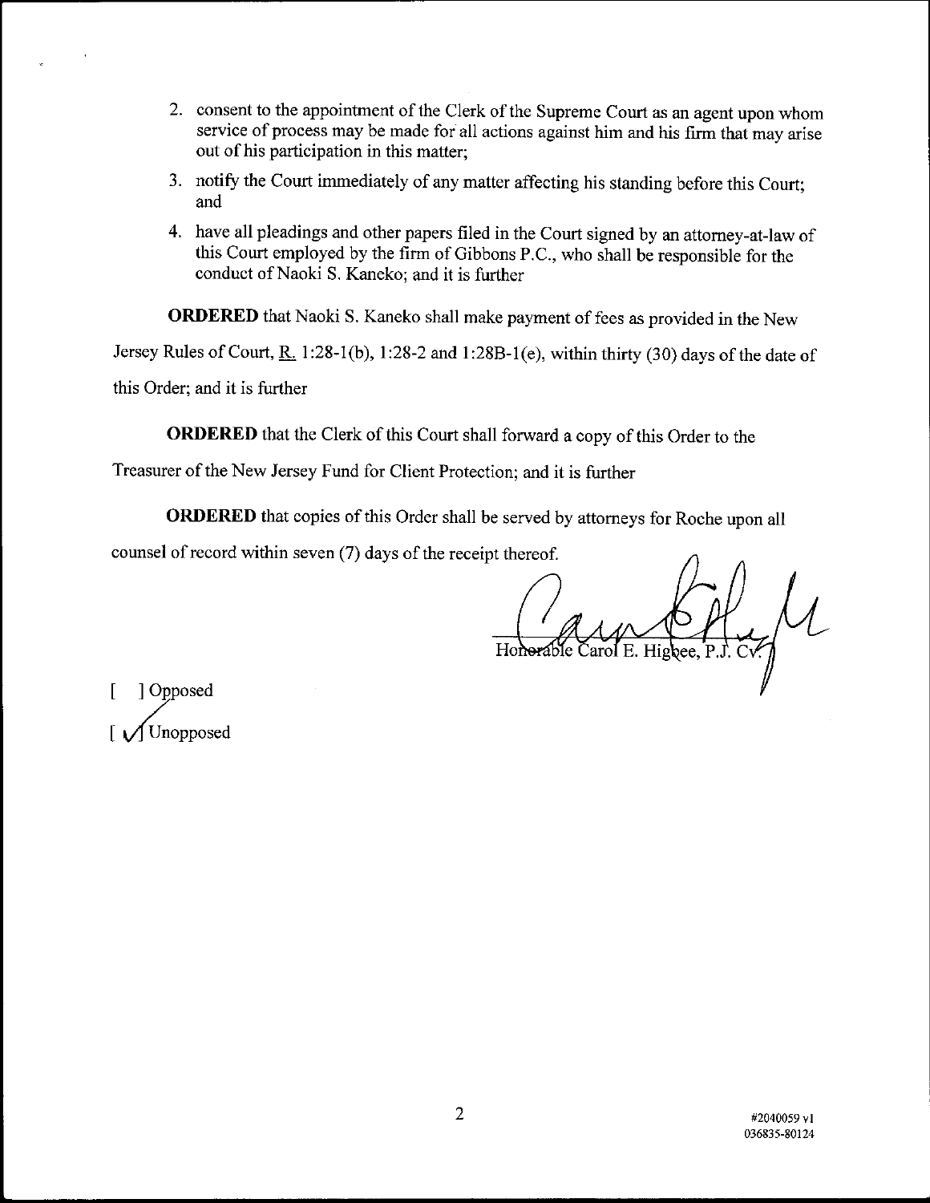2. consent to the appointment of the Clerk of the Supreme Court as an agent upon whom service of process may be made for all actions against him and his firm that may arise out of his participation in this matter;

3. notify the Court immediately of any matter affecting his standing before this Court; and

4. have all pleadings and other papers filed in the Court signed by an attorney-at-law of this Court employed by the firm of Gibbons P.C., who shall be responsible for the conduct of Naoki S. Kaneko; and it is further

**ORDERED** that Naoki S. Kaneko shall make payment of fees as provided in the New Jersey Rules of Court, R. 1:28-1(b), 1:28-2 and 1:28B-1(e), within thirty (30) days of the date of this Order; and it is further

**ORDERED** that the Clerk of this Court shall forward a copy of this Order to the Treasurer of the New Jersey Fund for Client Protection; and it is further

**ORDERED** that copies of this Order shall be served by attorneys for Roche upon all counsel of record within seven (7) days of the receipt thereof.

Honorable Carol E. Higbee, P.J. Cv.

[ ] Opposed

[ ✓ ] Unopposed

#2040059 v1
036835-80124